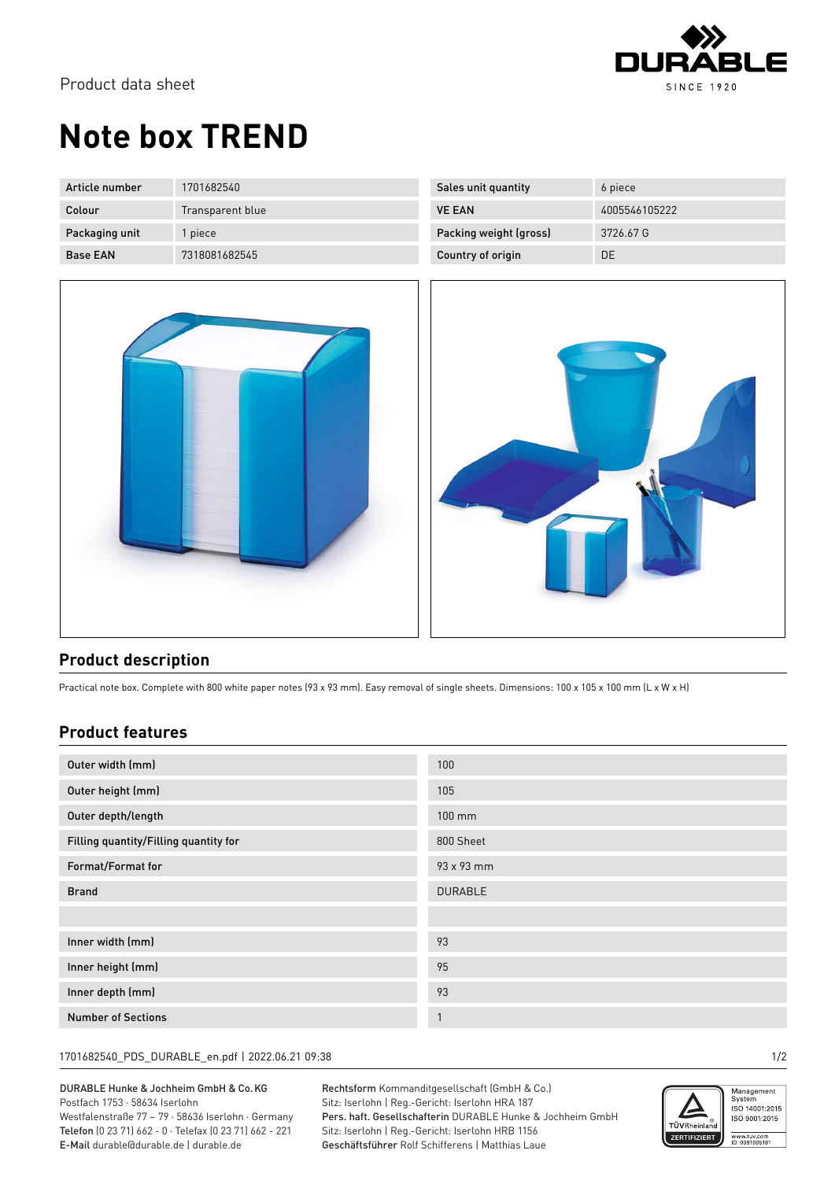Product data sheet

# Note box TREND

| Article number | 1701682540 | Sales unit quantity | 6 piece |
|---|---|---|---|
| Colour | Transparent blue | VE EAN | 4005546105222 |
| Packaging unit | 1 piece | Packing weight (gross) | 3726.67 G |
| Base EAN | 7318081682545 | Country of origin | DE |

## Product description

Practical note box. Complete with 800 white paper notes (93 x 93 mm). Easy removal of single sheets. Dimensions: 100 x 105 x 100 mm (L x W x H)

## Product features

| | |
|---|---|
| Outer width (mm) | 100 |
| Outer height (mm) | 105 |
| Outer depth/length | 100 mm |
| Filling quantity/Filling quantity for | 800 Sheet |
| Format/Format for | 93 x 93 mm |
| Brand | DURABLE |
| | |
| Inner width (mm) | 93 |
| Inner height (mm) | 95 |
| Inner depth (mm) | 93 |
| Number of Sections | 1 |

1701682540_PDS_DURABLE_en.pdf | 2022.06.21 09:38

DURABLE Hunke & Jochheim GmbH & Co. KG
Postfach 1753 · 58634 Iserlohn
Westfalenstraße 77 – 79 · 58636 Iserlohn · Germany
**Telefon** (0 23 71) 662 - 0 · Telefax (0 23 71) 662 - 221
**E-Mail** durable@durable.de | durable.de

**Rechtsform** Kommanditgesellschaft (GmbH & Co.)
Sitz: Iserlohn | Reg.-Gericht: Iserlohn HRA 187
**Pers. haft. Gesellschafterin** DURABLE Hunke & Jochheim GmbH
Sitz: Iserlohn | Reg.-Gericht: Iserlohn HRB 1156
**Geschäftsführer** Rolf Schifferens | Matthias Laue

TÜVRheinland ZERTIFIZIERT
Management System ISO 14001:2015 ISO 9001:2015
www.tuv.com ID 0091006181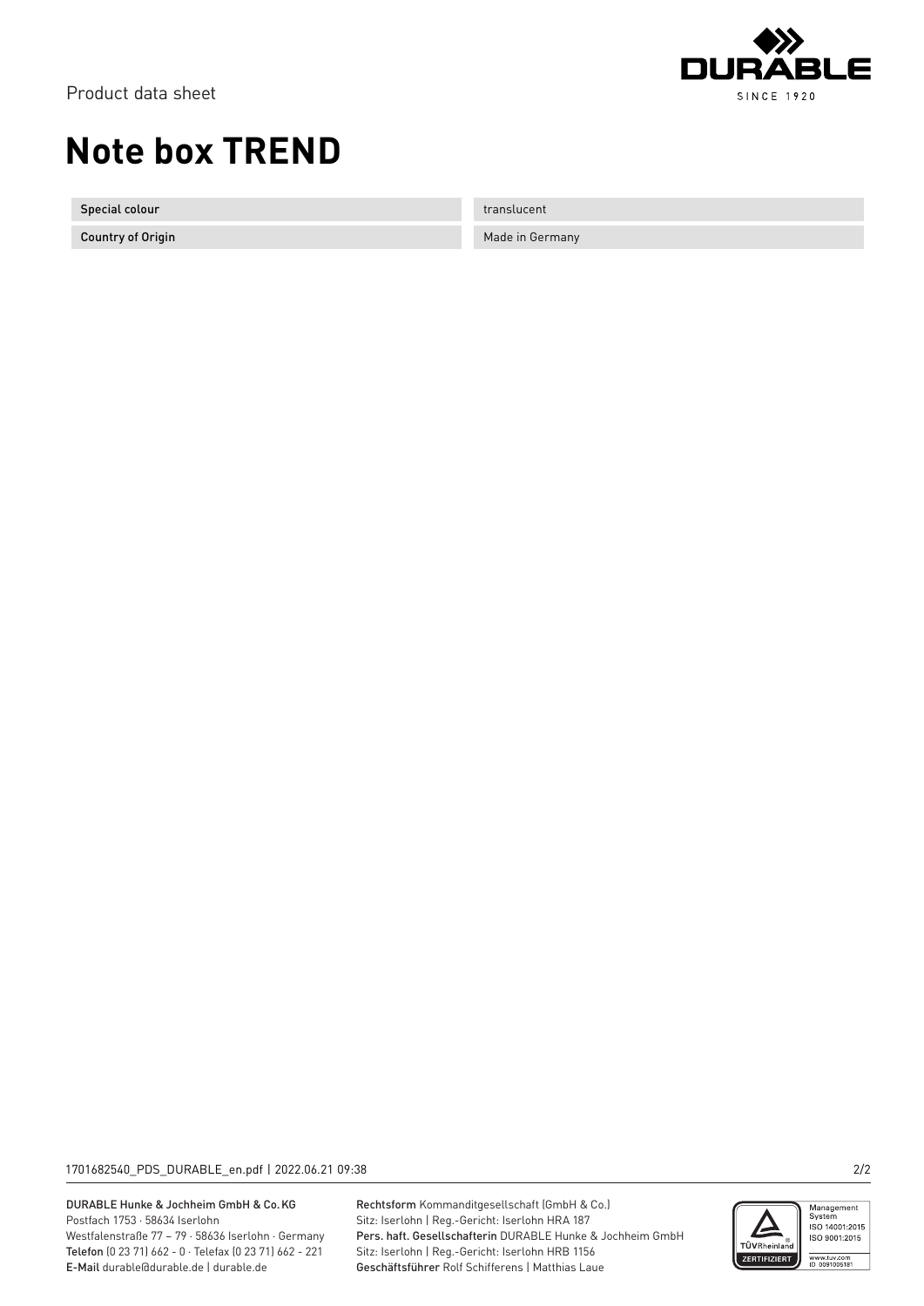# Note box TREND

| | |
|---|---|
| Special colour | translucent |
| Country of Origin | Made in Germany |